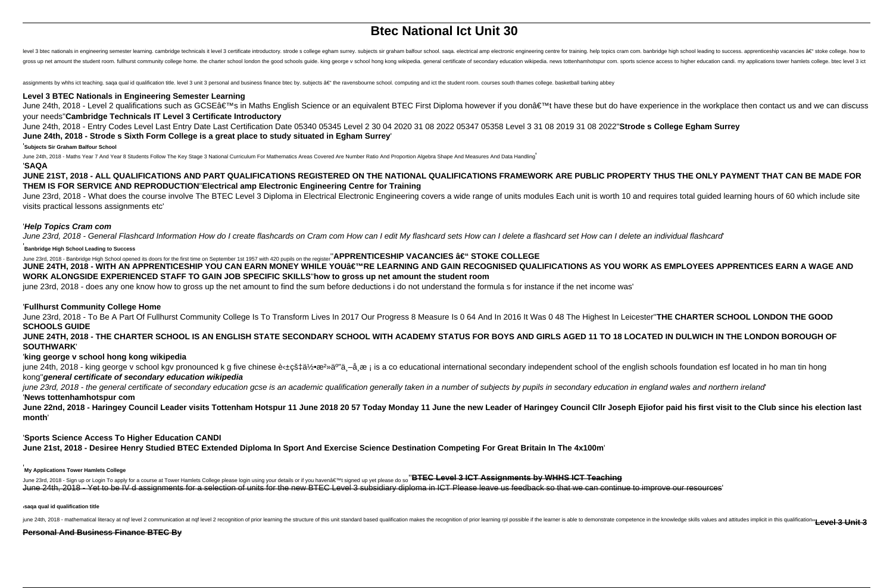# Btec National Ict Unit 30

level 3 btec nationals in engineering semester learning. cambridge technicals it level 3 certificate introductory. strode s college egham surrey. subjects sir graham balfour school. saqa. electrical amp electronic engineering centre for training. help topics cram com. banbridge high school leading to success. apprenticeship vacancies â€" stoke college. how to gross up net amount the student room. fullhurst community college home. the charter school london the good schools guide. king george v school hong kong wikipedia. general certificate of secondary education wikipedia. news tottenhamhotspur com. sports science access to higher education candi. my applications tower hamlets college. btec level 3 ict assignments by whhs ict teaching. saqa qual id qualification title. level 3 unit 3 personal and business finance btec by. subjects â€" the ravensbourne school. computing and ict the student room. courses south thames college. basketball barking abbey

**Level 3 BTEC Nationals in Engineering Semester Learning**

June 24th, 2018 - Level 2 qualifications such as GCSEâ€™s in Maths English Science or an equivalent BTEC First Diploma however if you donâ€™t have these but do have experience in the workplace then contact us and we can discuss your needs''**Cambridge Technicals IT Level 3 Certificate Introductory**

June 24th, 2018 - Entry Codes Level Last Entry Date Last Certification Date 05340 05345 Level 2 30 04 2020 31 08 2022 05347 05358 Level 3 31 08 2019 31 08 2022''**Strode s College Egham Surrey**

**June 24th, 2018 - Strode s Sixth Form College is a great place to study situated in Egham Surrey**'

'**Subjects Sir Graham Balfour School**

June 24th, 2018 - Maths Year 7 And Year 8 Students Follow The Key Stage 3 National Curriculum For Mathematics Areas Covered Are Number Ratio And Proportion Algebra Shape And Measures And Data Handling'

'**SAQA**

**JUNE 21ST, 2018 - ALL QUALIFICATIONS AND PART QUALIFICATIONS REGISTERED ON THE NATIONAL QUALIFICATIONS FRAMEWORK ARE PUBLIC PROPERTY THUS THE ONLY PAYMENT THAT CAN BE MADE FOR THEM IS FOR SERVICE AND REPRODUCTION**''**Electrical amp Electronic Engineering Centre for Training**

June 23rd, 2018 - What does the course involve The BTEC Level 3 Diploma in Electrical Electronic Engineering covers a wide range of units modules Each unit is worth 10 and requires total guided learning hours of 60 which include site visits practical lessons assignments etc'

'***Help Topics Cram com***

*June 23rd, 2018 - General Flashcard Information How do I create flashcards on Cram com How can I edit My flashcard sets How can I delete a flashcard set How can I delete an individual flashcard*'

'**Banbridge High School Leading to Success**

June 23rd, 2018 - Banbridge High School opened its doors for the first time on September 1st 1957 with 420 pupils on the register''**APPRENTICESHIP VACANCIES â€" STOKE COLLEGE**

**JUNE 24TH, 2018 - WITH AN APPRENTICESHIP YOU CAN EARN MONEY WHILE YOUâ€™RE LEARNING AND GAIN RECOGNISED QUALIFICATIONS AS YOU WORK AS EMPLOYEES APPRENTICES EARN A WAGE AND WORK ALONGSIDE EXPERIENCED STAFF TO GAIN JOB SPECIFIC SKILLS**''**how to gross up net amount the student room**

june 23rd, 2018 - does any one know how to gross up the net amount to find the sum before deductions i do not understand the formula s for instance if the net income was'

'**Fullhurst Community College Home**

June 23rd, 2018 - To Be A Part Of Fullhurst Community College Is To Transform Lives In 2017 Our Progress 8 Measure Is 0 64 And In 2016 It Was 0 48 The Highest In Leicester''**THE CHARTER SCHOOL LONDON THE GOOD SCHOOLS GUIDE**

**JUNE 24TH, 2018 - THE CHARTER SCHOOL IS AN ENGLISH STATE SECONDARY SCHOOL WITH ACADEMY STATUS FOR BOYS AND GIRLS AGED 11 TO 18 LOCATED IN DULWICH IN THE LONDON BOROUGH OF SOUTHWARK**'

'**king george v school hong kong wikipedia**

june 24th, 2018 - king george v school kgv pronounced k g five chinese è‹±çš‡ä½•æ²»äº"ä¸–å¸æ ¡ is a co educational international secondary independent school of the english schools foundation esf located in ho man tin hong kong''***general certificate of secondary education wikipedia***

*june 23rd, 2018 - the general certificate of secondary education gcse is an academic qualification generally taken in a number of subjects by pupils in secondary education in england wales and northern ireland*'

'**News tottenhamhotspur com**

**June 22nd, 2018 - Haringey Council Leader visits Tottenham Hotspur 11 June 2018 20 57 Today Monday 11 June the new Leader of Haringey Council Cllr Joseph Ejiofor paid his first visit to the Club since his election last month**'

'**Sports Science Access To Higher Education CANDI**

**June 21st, 2018 - Desiree Henry Studied BTEC Extended Diploma In Sport And Exercise Science Destination Competing For Great Britain In The 4x100m**'

'**My Applications Tower Hamlets College**

June 23rd, 2018 - Sign up or Login To apply for a course at Tower Hamlets College please login using your details or if you havenâ€™t signed up yet please do so''~~**BTEC Level 3 ICT Assignments by WHHS ICT Teaching**~~

~~June 24th, 2018 - Yet to be IV d assignments for a selection of units for the new BTEC Level 3 subsidiary diploma in ICT Please leave us feedback so that we can continue to improve our resources~~'

'**saqa qual id qualification title**

june 24th, 2018 - mathematical literacy at nqf level 2 communication at nqf level 2 recognition of prior learning the structure of this unit standard based qualification makes the recognition of prior learning rpl possible if the learner is able to demonstrate competence in the knowledge skills values and attitudes implicit in this qualification''~~**Level 3 Unit 3**~~

**Personal And Business Finance BTEC By**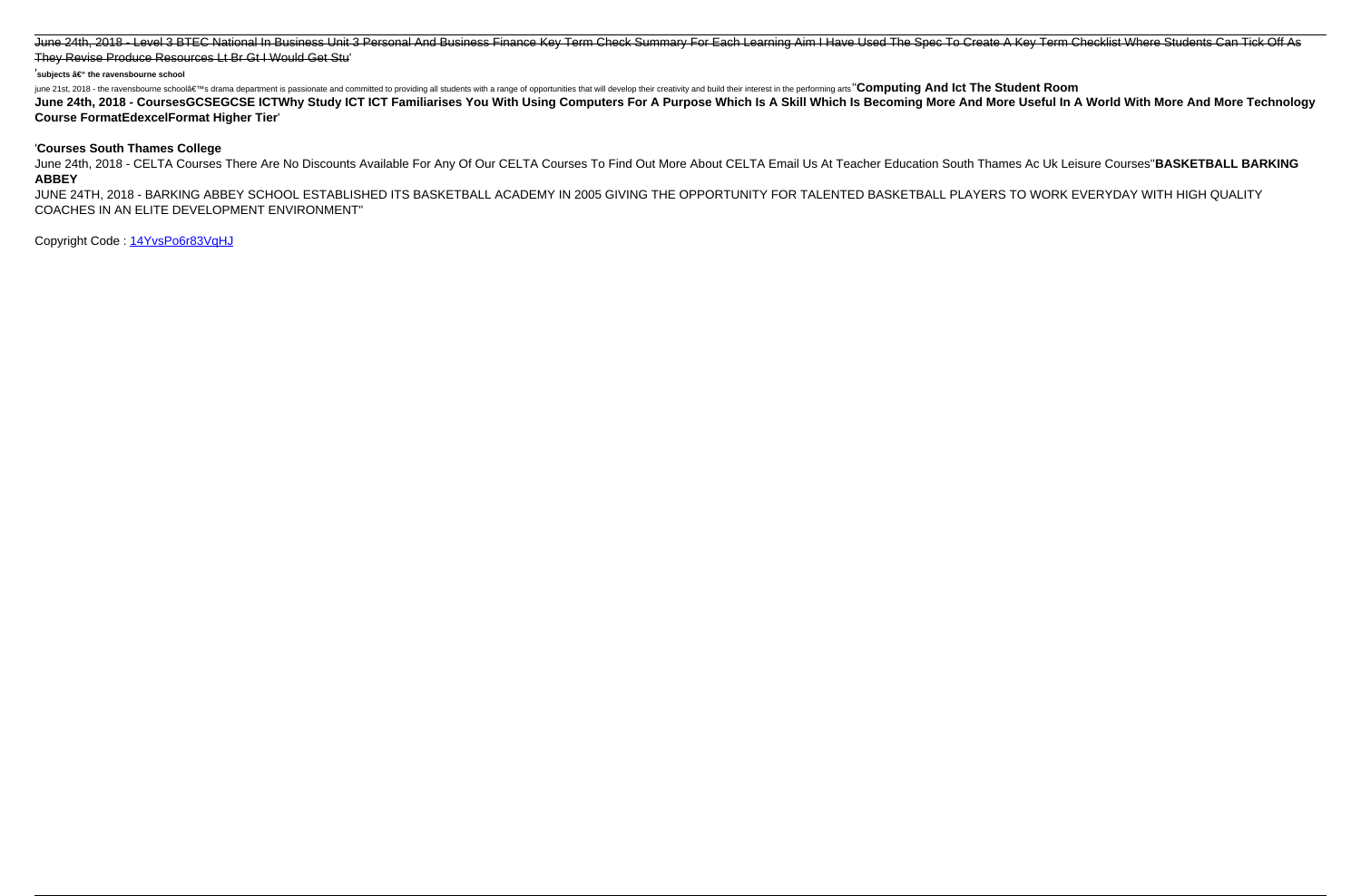June 24th, 2018 - Level 3 BTEC National In Business Unit 3 Personal And Business Finance Key Term Check Summary For Each Learning Aim I Have Used The Spec To Create A Key Term Checklist Where Students Can Tick Off As They Revise Produce Resources Lt Br Gt I Would Get Stu'

'**subjects â€" the ravensbourne school**

june 21st, 2018 - the ravensbourne schoolâ€™s drama department is passionate and committed to providing all students with a range of opportunities that will develop their creativity and build their interest in the performing arts''**Computing And Ict The Student Room**

**June 24th, 2018 - CoursesGCSEGCSE ICTWhy Study ICT ICT Familiarises You With Using Computers For A Purpose Which Is A Skill Which Is Becoming More And More Useful In A World With More And More Technology Course FormatEdexcelFormat Higher Tier**'

'**Courses South Thames College**

June 24th, 2018 - CELTA Courses There Are No Discounts Available For Any Of Our CELTA Courses To Find Out More About CELTA Email Us At Teacher Education South Thames Ac Uk Leisure Courses''**BASKETBALL BARKING ABBEY**

JUNE 24TH, 2018 - BARKING ABBEY SCHOOL ESTABLISHED ITS BASKETBALL ACADEMY IN 2005 GIVING THE OPPORTUNITY FOR TALENTED BASKETBALL PLAYERS TO WORK EVERYDAY WITH HIGH QUALITY COACHES IN AN ELITE DEVELOPMENT ENVIRONMENT''

Copyright Code : 14YvsPo6r83VqHJ